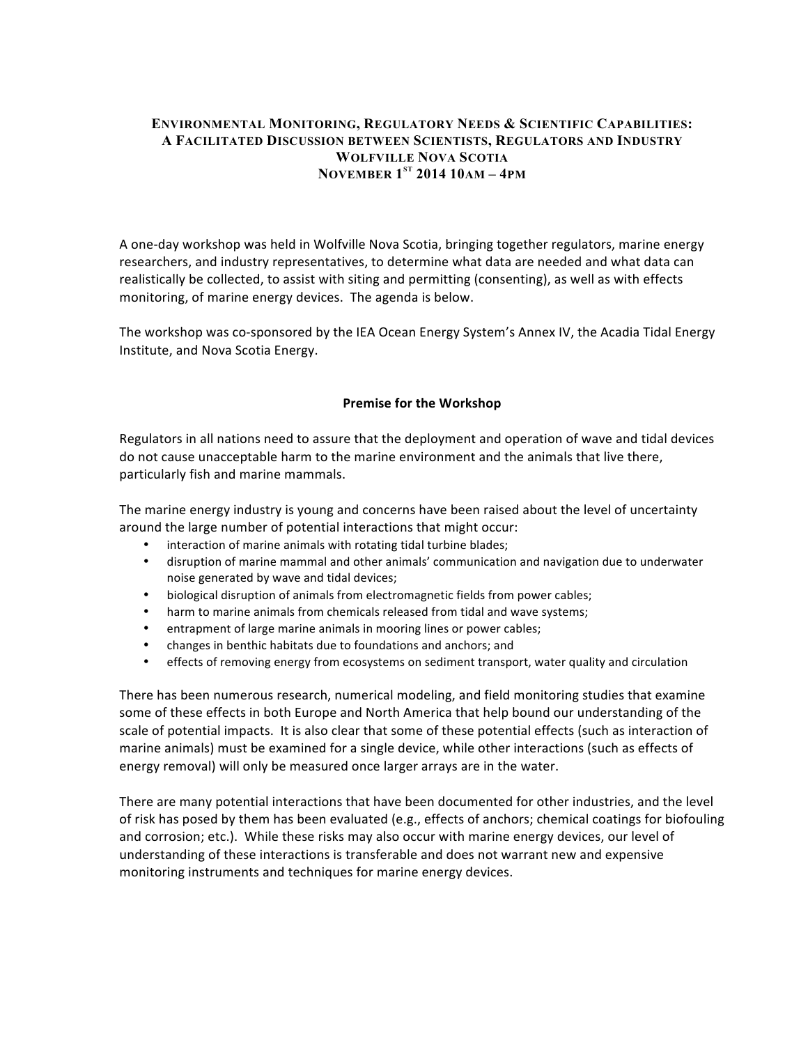# Environmental Monitoring, Regulatory Needs & Scientific Capabilities: A Facilitated Discussion between Scientists, Regulators and Industry Wolfville Nova Scotia November 1st 2014 10am – 4pm

A one-day workshop was held in Wolfville Nova Scotia, bringing together regulators, marine energy researchers, and industry representatives, to determine what data are needed and what data can realistically be collected, to assist with siting and permitting (consenting), as well as with effects monitoring, of marine energy devices. The agenda is below.

The workshop was co-sponsored by the IEA Ocean Energy System's Annex IV, the Acadia Tidal Energy Institute, and Nova Scotia Energy.

## Premise for the Workshop

Regulators in all nations need to assure that the deployment and operation of wave and tidal devices do not cause unacceptable harm to the marine environment and the animals that live there, particularly fish and marine mammals.

The marine energy industry is young and concerns have been raised about the level of uncertainty around the large number of potential interactions that might occur:

- interaction of marine animals with rotating tidal turbine blades;
- disruption of marine mammal and other animals' communication and navigation due to underwater noise generated by wave and tidal devices;
- biological disruption of animals from electromagnetic fields from power cables;
- harm to marine animals from chemicals released from tidal and wave systems;
- entrapment of large marine animals in mooring lines or power cables;
- changes in benthic habitats due to foundations and anchors; and
- effects of removing energy from ecosystems on sediment transport, water quality and circulation

There has been numerous research, numerical modeling, and field monitoring studies that examine some of these effects in both Europe and North America that help bound our understanding of the scale of potential impacts. It is also clear that some of these potential effects (such as interaction of marine animals) must be examined for a single device, while other interactions (such as effects of energy removal) will only be measured once larger arrays are in the water.

There are many potential interactions that have been documented for other industries, and the level of risk has posed by them has been evaluated (e.g., effects of anchors; chemical coatings for biofouling and corrosion; etc.). While these risks may also occur with marine energy devices, our level of understanding of these interactions is transferable and does not warrant new and expensive monitoring instruments and techniques for marine energy devices.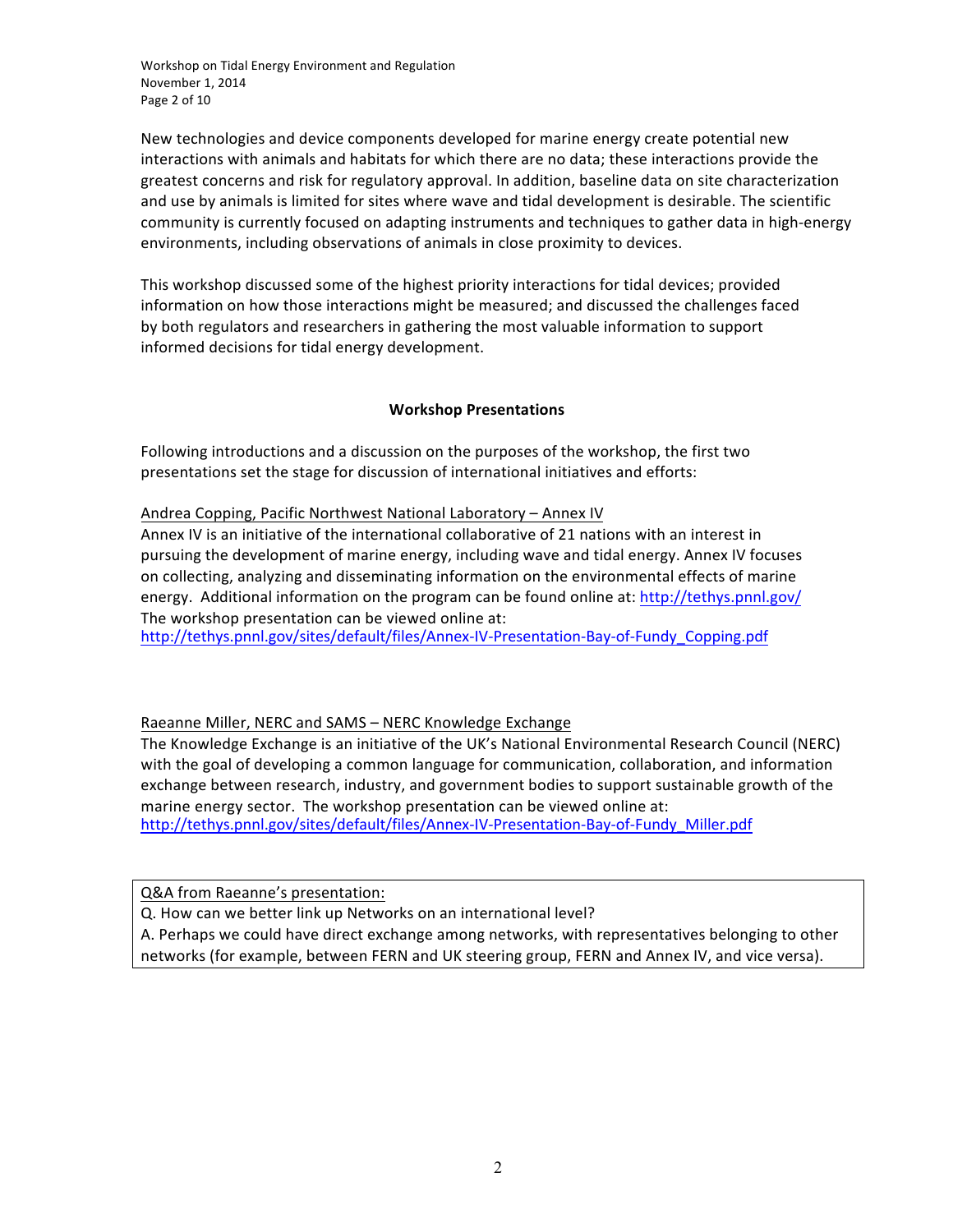New technologies and device components developed for marine energy create potential new interactions with animals and habitats for which there are no data; these interactions provide the greatest concerns and risk for regulatory approval. In addition, baseline data on site characterization and use by animals is limited for sites where wave and tidal development is desirable. The scientific community is currently focused on adapting instruments and techniques to gather data in high-energy environments, including observations of animals in close proximity to devices.

This workshop discussed some of the highest priority interactions for tidal devices; provided information on how those interactions might be measured; and discussed the challenges faced by both regulators and researchers in gathering the most valuable information to support informed decisions for tidal energy development.

## Workshop Presentations

Following introductions and a discussion on the purposes of the workshop, the first two presentations set the stage for discussion of international initiatives and efforts:

Andrea Copping, Pacific Northwest National Laboratory – Annex IV

Annex IV is an initiative of the international collaborative of 21 nations with an interest in pursuing the development of marine energy, including wave and tidal energy. Annex IV focuses on collecting, analyzing and disseminating information on the environmental effects of marine energy. Additional information on the program can be found online at: http://tethys.pnnl.gov/

The workshop presentation can be viewed online at:
http://tethys.pnnl.gov/sites/default/files/Annex-IV-Presentation-Bay-of-Fundy_Copping.pdf

Raeanne Miller, NERC and SAMS – NERC Knowledge Exchange

The Knowledge Exchange is an initiative of the UK's National Environmental Research Council (NERC) with the goal of developing a common language for communication, collaboration, and information exchange between research, industry, and government bodies to support sustainable growth of the marine energy sector. The workshop presentation can be viewed online at:
http://tethys.pnnl.gov/sites/default/files/Annex-IV-Presentation-Bay-of-Fundy_Miller.pdf

Q&A from Raeanne's presentation:

Q. How can we better link up Networks on an international level?

A. Perhaps we could have direct exchange among networks, with representatives belonging to other networks (for example, between FERN and UK steering group, FERN and Annex IV, and vice versa).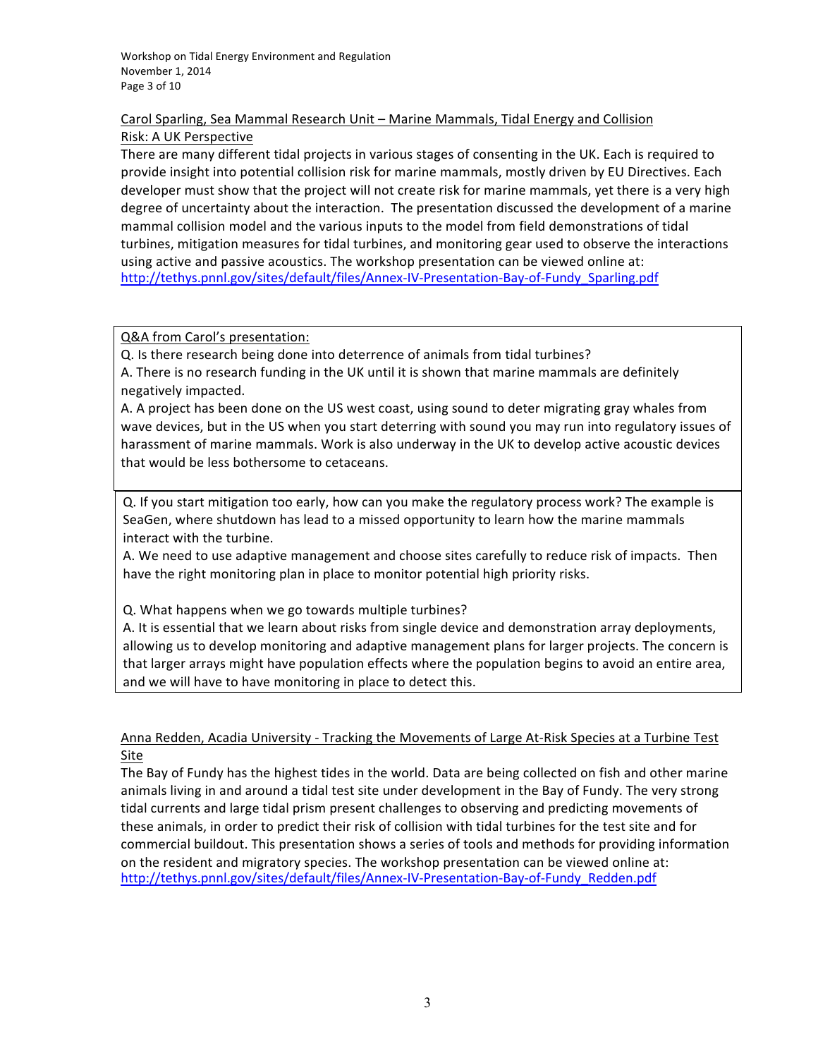Carol Sparling, Sea Mammal Research Unit – Marine Mammals, Tidal Energy and Collision Risk: A UK Perspective

There are many different tidal projects in various stages of consenting in the UK. Each is required to provide insight into potential collision risk for marine mammals, mostly driven by EU Directives. Each developer must show that the project will not create risk for marine mammals, yet there is a very high degree of uncertainty about the interaction. The presentation discussed the development of a marine mammal collision model and the various inputs to the model from field demonstrations of tidal turbines, mitigation measures for tidal turbines, and monitoring gear used to observe the interactions using active and passive acoustics. The workshop presentation can be viewed online at: http://tethys.pnnl.gov/sites/default/files/Annex-IV-Presentation-Bay-of-Fundy_Sparling.pdf

Q&A from Carol's presentation:

Q. Is there research being done into deterrence of animals from tidal turbines?

A. There is no research funding in the UK until it is shown that marine mammals are definitely negatively impacted.

A. A project has been done on the US west coast, using sound to deter migrating gray whales from wave devices, but in the US when you start deterring with sound you may run into regulatory issues of harassment of marine mammals. Work is also underway in the UK to develop active acoustic devices that would be less bothersome to cetaceans.

Q. If you start mitigation too early, how can you make the regulatory process work? The example is SeaGen, where shutdown has lead to a missed opportunity to learn how the marine mammals interact with the turbine.

A. We need to use adaptive management and choose sites carefully to reduce risk of impacts. Then have the right monitoring plan in place to monitor potential high priority risks.

Q. What happens when we go towards multiple turbines?

A. It is essential that we learn about risks from single device and demonstration array deployments, allowing us to develop monitoring and adaptive management plans for larger projects. The concern is that larger arrays might have population effects where the population begins to avoid an entire area, and we will have to have monitoring in place to detect this.

Anna Redden, Acadia University - Tracking the Movements of Large At-Risk Species at a Turbine Test Site

The Bay of Fundy has the highest tides in the world. Data are being collected on fish and other marine animals living in and around a tidal test site under development in the Bay of Fundy. The very strong tidal currents and large tidal prism present challenges to observing and predicting movements of these animals, in order to predict their risk of collision with tidal turbines for the test site and for commercial buildout. This presentation shows a series of tools and methods for providing information on the resident and migratory species. The workshop presentation can be viewed online at: http://tethys.pnnl.gov/sites/default/files/Annex-IV-Presentation-Bay-of-Fundy_Redden.pdf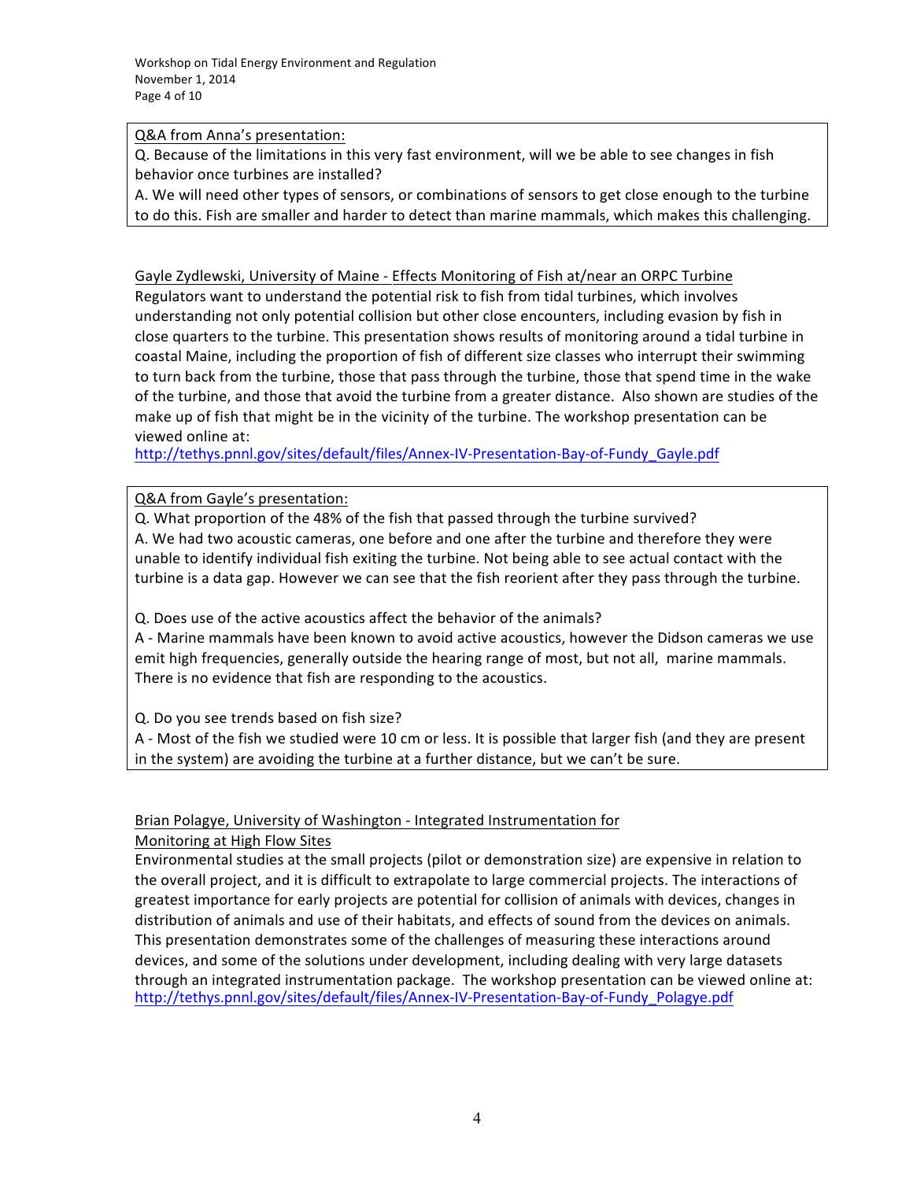Q&A from Anna's presentation:

Q. Because of the limitations in this very fast environment, will we be able to see changes in fish behavior once turbines are installed?

A. We will need other types of sensors, or combinations of sensors to get close enough to the turbine to do this. Fish are smaller and harder to detect than marine mammals, which makes this challenging.

Gayle Zydlewski, University of Maine - Effects Monitoring of Fish at/near an ORPC Turbine

Regulators want to understand the potential risk to fish from tidal turbines, which involves understanding not only potential collision but other close encounters, including evasion by fish in close quarters to the turbine. This presentation shows results of monitoring around a tidal turbine in coastal Maine, including the proportion of fish of different size classes who interrupt their swimming to turn back from the turbine, those that pass through the turbine, those that spend time in the wake of the turbine, and those that avoid the turbine from a greater distance. Also shown are studies of the make up of fish that might be in the vicinity of the turbine. The workshop presentation can be viewed online at:
http://tethys.pnnl.gov/sites/default/files/Annex-IV-Presentation-Bay-of-Fundy_Gayle.pdf

Q&A from Gayle's presentation:

Q. What proportion of the 48% of the fish that passed through the turbine survived?

A. We had two acoustic cameras, one before and one after the turbine and therefore they were unable to identify individual fish exiting the turbine. Not being able to see actual contact with the turbine is a data gap. However we can see that the fish reorient after they pass through the turbine.

Q. Does use of the active acoustics affect the behavior of the animals?

A - Marine mammals have been known to avoid active acoustics, however the Didson cameras we use emit high frequencies, generally outside the hearing range of most, but not all, marine mammals. There is no evidence that fish are responding to the acoustics.

Q. Do you see trends based on fish size?

A - Most of the fish we studied were 10 cm or less. It is possible that larger fish (and they are present in the system) are avoiding the turbine at a further distance, but we can't be sure.

Brian Polagye, University of Washington - Integrated Instrumentation for Monitoring at High Flow Sites

Environmental studies at the small projects (pilot or demonstration size) are expensive in relation to the overall project, and it is difficult to extrapolate to large commercial projects. The interactions of greatest importance for early projects are potential for collision of animals with devices, changes in distribution of animals and use of their habitats, and effects of sound from the devices on animals. This presentation demonstrates some of the challenges of measuring these interactions around devices, and some of the solutions under development, including dealing with very large datasets through an integrated instrumentation package. The workshop presentation can be viewed online at:
http://tethys.pnnl.gov/sites/default/files/Annex-IV-Presentation-Bay-of-Fundy_Polagye.pdf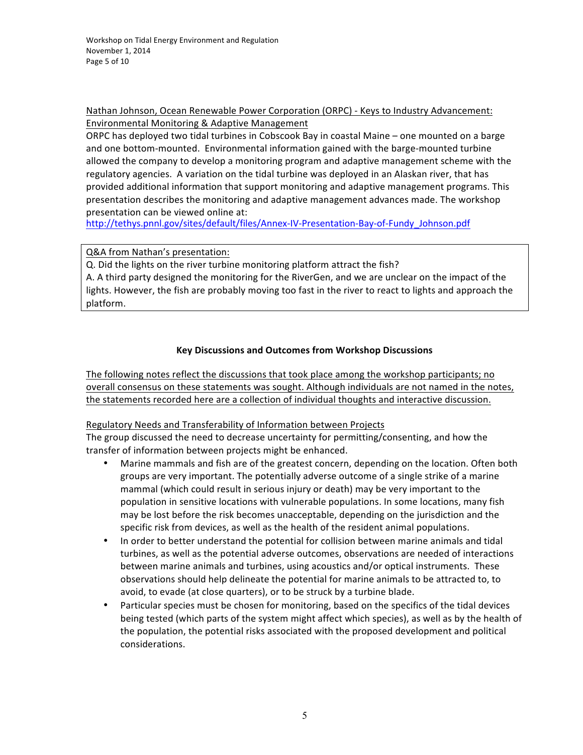Nathan Johnson, Ocean Renewable Power Corporation (ORPC) - Keys to Industry Advancement: Environmental Monitoring & Adaptive Management

ORPC has deployed two tidal turbines in Cobscook Bay in coastal Maine – one mounted on a barge and one bottom-mounted. Environmental information gained with the barge-mounted turbine allowed the company to develop a monitoring program and adaptive management scheme with the regulatory agencies. A variation on the tidal turbine was deployed in an Alaskan river, that has provided additional information that support monitoring and adaptive management programs. This presentation describes the monitoring and adaptive management advances made. The workshop presentation can be viewed online at: http://tethys.pnnl.gov/sites/default/files/Annex-IV-Presentation-Bay-of-Fundy_Johnson.pdf

> Q&A from Nathan's presentation:
>
> Q. Did the lights on the river turbine monitoring platform attract the fish?
>
> A. A third party designed the monitoring for the RiverGen, and we are unclear on the impact of the lights. However, the fish are probably moving too fast in the river to react to lights and approach the platform.

## Key Discussions and Outcomes from Workshop Discussions

The following notes reflect the discussions that took place among the workshop participants; no overall consensus on these statements was sought. Although individuals are not named in the notes, the statements recorded here are a collection of individual thoughts and interactive discussion.

### Regulatory Needs and Transferability of Information between Projects

The group discussed the need to decrease uncertainty for permitting/consenting, and how the transfer of information between projects might be enhanced.

- Marine mammals and fish are of the greatest concern, depending on the location. Often both groups are very important. The potentially adverse outcome of a single strike of a marine mammal (which could result in serious injury or death) may be very important to the population in sensitive locations with vulnerable populations. In some locations, many fish may be lost before the risk becomes unacceptable, depending on the jurisdiction and the specific risk from devices, as well as the health of the resident animal populations.
- In order to better understand the potential for collision between marine animals and tidal turbines, as well as the potential adverse outcomes, observations are needed of interactions between marine animals and turbines, using acoustics and/or optical instruments. These observations should help delineate the potential for marine animals to be attracted to, to avoid, to evade (at close quarters), or to be struck by a turbine blade.
- Particular species must be chosen for monitoring, based on the specifics of the tidal devices being tested (which parts of the system might affect which species), as well as by the health of the population, the potential risks associated with the proposed development and political considerations.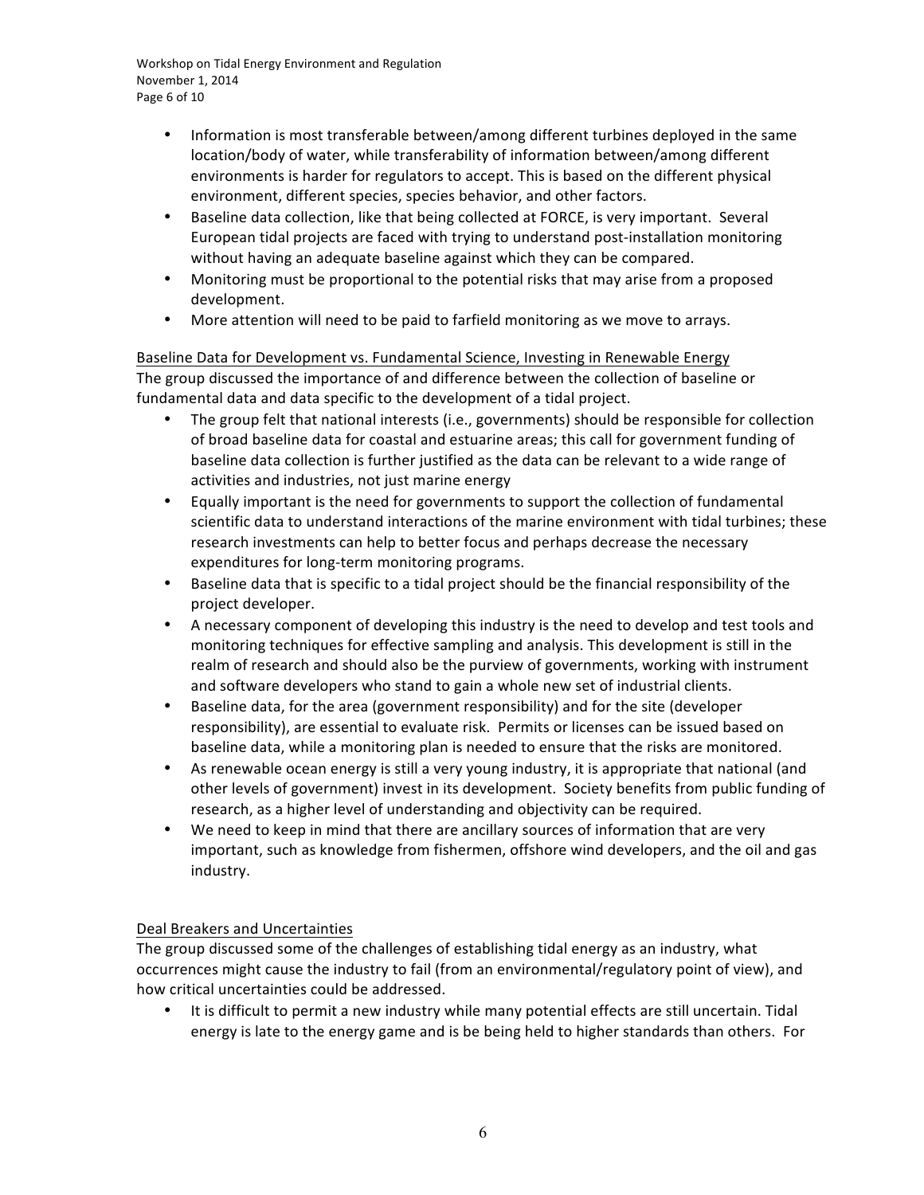- Information is most transferable between/among different turbines deployed in the same location/body of water, while transferability of information between/among different environments is harder for regulators to accept. This is based on the different physical environment, different species, species behavior, and other factors.
- Baseline data collection, like that being collected at FORCE, is very important. Several European tidal projects are faced with trying to understand post-installation monitoring without having an adequate baseline against which they can be compared.
- Monitoring must be proportional to the potential risks that may arise from a proposed development.
- More attention will need to be paid to farfield monitoring as we move to arrays.

<u>Baseline Data for Development vs. Fundamental Science, Investing in Renewable Energy</u>

The group discussed the importance of and difference between the collection of baseline or fundamental data and data specific to the development of a tidal project.

- The group felt that national interests (i.e., governments) should be responsible for collection of broad baseline data for coastal and estuarine areas; this call for government funding of baseline data collection is further justified as the data can be relevant to a wide range of activities and industries, not just marine energy
- Equally important is the need for governments to support the collection of fundamental scientific data to understand interactions of the marine environment with tidal turbines; these research investments can help to better focus and perhaps decrease the necessary expenditures for long-term monitoring programs.
- Baseline data that is specific to a tidal project should be the financial responsibility of the project developer.
- A necessary component of developing this industry is the need to develop and test tools and monitoring techniques for effective sampling and analysis. This development is still in the realm of research and should also be the purview of governments, working with instrument and software developers who stand to gain a whole new set of industrial clients.
- Baseline data, for the area (government responsibility) and for the site (developer responsibility), are essential to evaluate risk. Permits or licenses can be issued based on baseline data, while a monitoring plan is needed to ensure that the risks are monitored.
- As renewable ocean energy is still a very young industry, it is appropriate that national (and other levels of government) invest in its development. Society benefits from public funding of research, as a higher level of understanding and objectivity can be required.
- We need to keep in mind that there are ancillary sources of information that are very important, such as knowledge from fishermen, offshore wind developers, and the oil and gas industry.

<u>Deal Breakers and Uncertainties</u>

The group discussed some of the challenges of establishing tidal energy as an industry, what occurrences might cause the industry to fail (from an environmental/regulatory point of view), and how critical uncertainties could be addressed.

- It is difficult to permit a new industry while many potential effects are still uncertain. Tidal energy is late to the energy game and is be being held to higher standards than others. For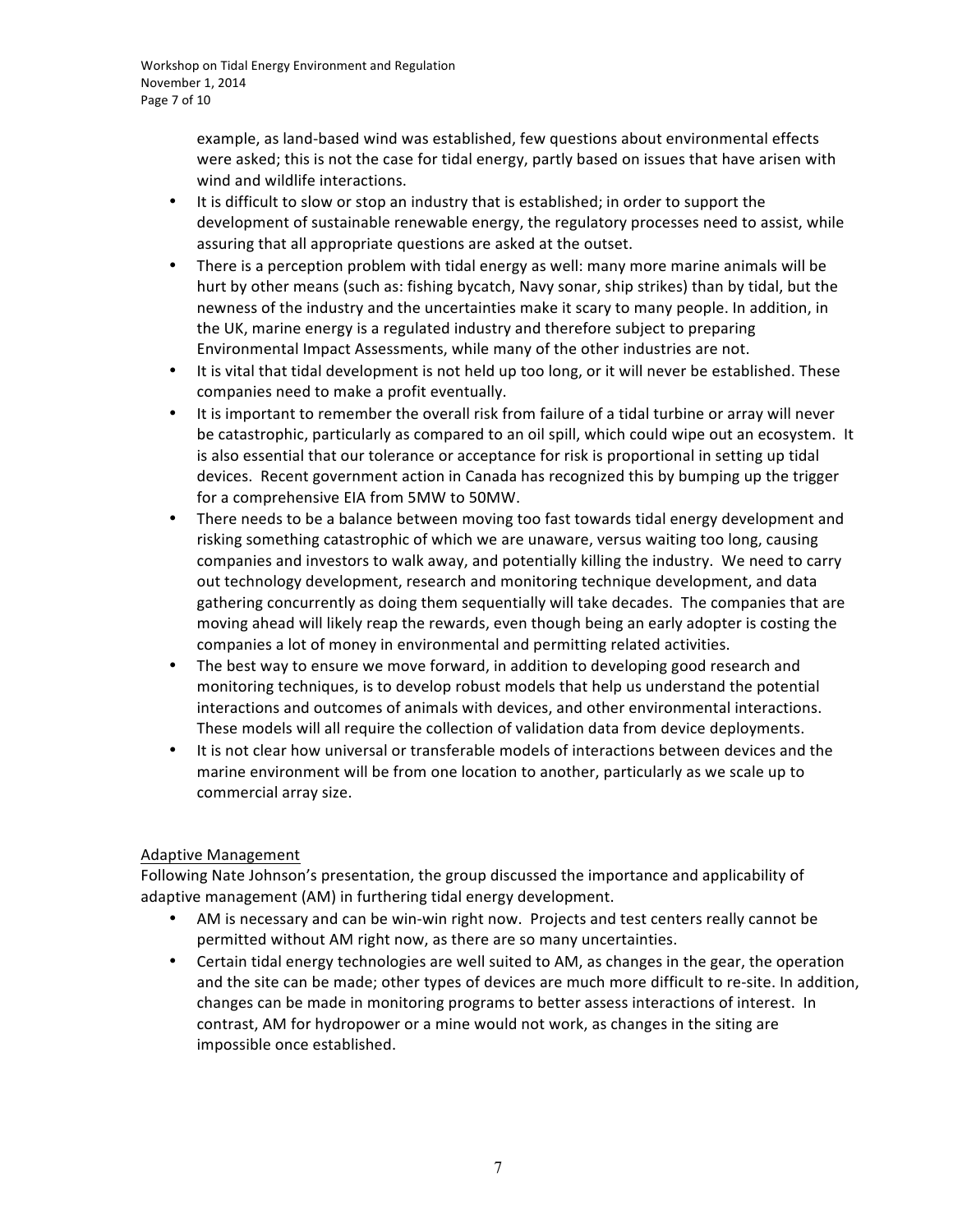example, as land-based wind was established, few questions about environmental effects were asked; this is not the case for tidal energy, partly based on issues that have arisen with wind and wildlife interactions.

- It is difficult to slow or stop an industry that is established; in order to support the development of sustainable renewable energy, the regulatory processes need to assist, while assuring that all appropriate questions are asked at the outset.
- There is a perception problem with tidal energy as well: many more marine animals will be hurt by other means (such as: fishing bycatch, Navy sonar, ship strikes) than by tidal, but the newness of the industry and the uncertainties make it scary to many people. In addition, in the UK, marine energy is a regulated industry and therefore subject to preparing Environmental Impact Assessments, while many of the other industries are not.
- It is vital that tidal development is not held up too long, or it will never be established. These companies need to make a profit eventually.
- It is important to remember the overall risk from failure of a tidal turbine or array will never be catastrophic, particularly as compared to an oil spill, which could wipe out an ecosystem. It is also essential that our tolerance or acceptance for risk is proportional in setting up tidal devices. Recent government action in Canada has recognized this by bumping up the trigger for a comprehensive EIA from 5MW to 50MW.
- There needs to be a balance between moving too fast towards tidal energy development and risking something catastrophic of which we are unaware, versus waiting too long, causing companies and investors to walk away, and potentially killing the industry. We need to carry out technology development, research and monitoring technique development, and data gathering concurrently as doing them sequentially will take decades. The companies that are moving ahead will likely reap the rewards, even though being an early adopter is costing the companies a lot of money in environmental and permitting related activities.
- The best way to ensure we move forward, in addition to developing good research and monitoring techniques, is to develop robust models that help us understand the potential interactions and outcomes of animals with devices, and other environmental interactions. These models will all require the collection of validation data from device deployments.
- It is not clear how universal or transferable models of interactions between devices and the marine environment will be from one location to another, particularly as we scale up to commercial array size.

## Adaptive Management

Following Nate Johnson's presentation, the group discussed the importance and applicability of adaptive management (AM) in furthering tidal energy development.

- AM is necessary and can be win-win right now. Projects and test centers really cannot be permitted without AM right now, as there are so many uncertainties.
- Certain tidal energy technologies are well suited to AM, as changes in the gear, the operation and the site can be made; other types of devices are much more difficult to re-site. In addition, changes can be made in monitoring programs to better assess interactions of interest. In contrast, AM for hydropower or a mine would not work, as changes in the siting are impossible once established.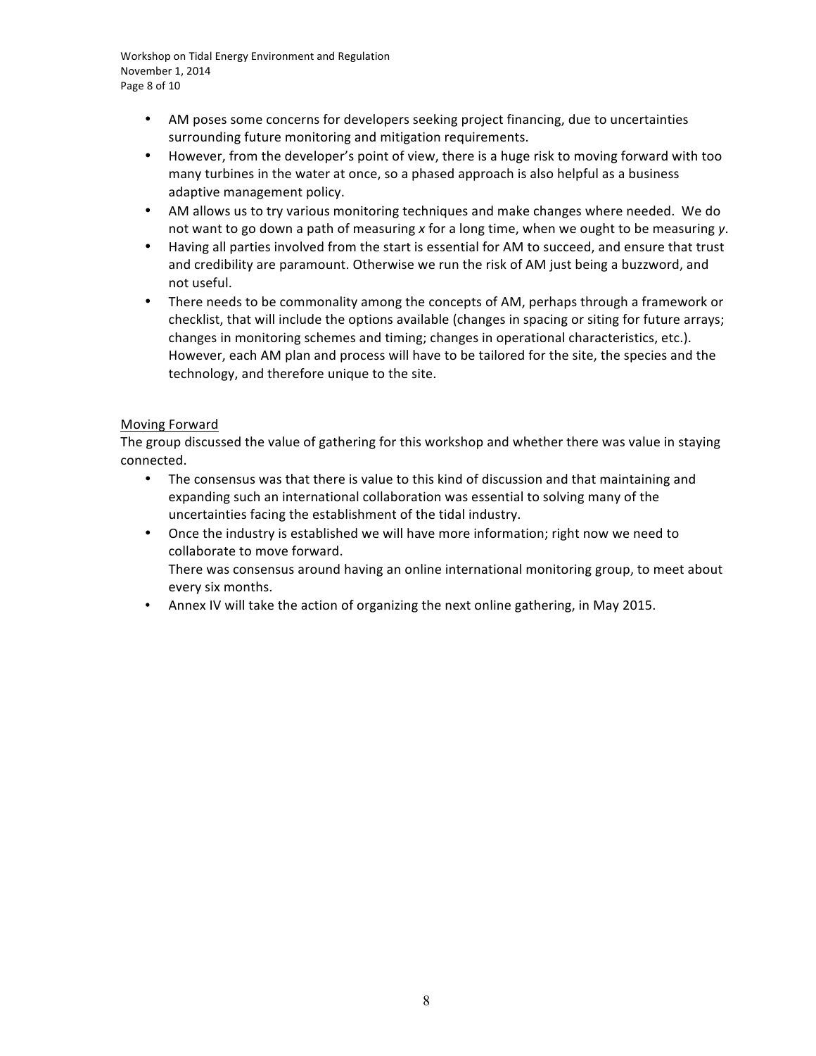- AM poses some concerns for developers seeking project financing, due to uncertainties surrounding future monitoring and mitigation requirements.
- However, from the developer's point of view, there is a huge risk to moving forward with too many turbines in the water at once, so a phased approach is also helpful as a business adaptive management policy.
- AM allows us to try various monitoring techniques and make changes where needed. We do not want to go down a path of measuring *x* for a long time, when we ought to be measuring *y*.
- Having all parties involved from the start is essential for AM to succeed, and ensure that trust and credibility are paramount. Otherwise we run the risk of AM just being a buzzword, and not useful.
- There needs to be commonality among the concepts of AM, perhaps through a framework or checklist, that will include the options available (changes in spacing or siting for future arrays; changes in monitoring schemes and timing; changes in operational characteristics, etc.). However, each AM plan and process will have to be tailored for the site, the species and the technology, and therefore unique to the site.

<u>Moving Forward</u>

The group discussed the value of gathering for this workshop and whether there was value in staying connected.

- The consensus was that there is value to this kind of discussion and that maintaining and expanding such an international collaboration was essential to solving many of the uncertainties facing the establishment of the tidal industry.
- Once the industry is established we will have more information; right now we need to collaborate to move forward.
  There was consensus around having an online international monitoring group, to meet about every six months.
- Annex IV will take the action of organizing the next online gathering, in May 2015.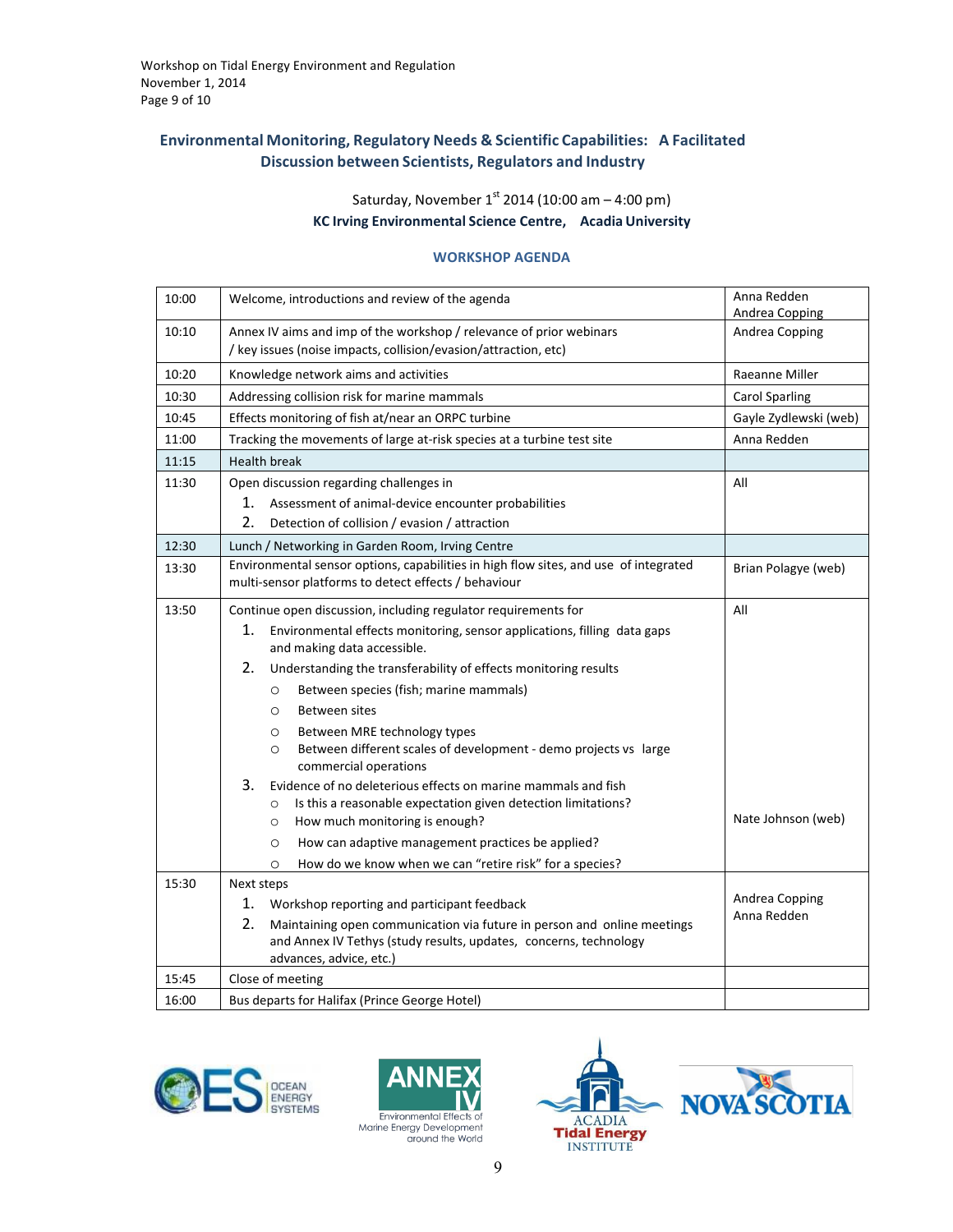## Environmental Monitoring, Regulatory Needs & Scientific Capabilities: A Facilitated Discussion between Scientists, Regulators and Industry

Saturday, November 1st 2014 (10:00 am – 4:00 pm)

**KC Irving Environmental Science Centre, Acadia University**

### WORKSHOP AGENDA

| Time | Item | Lead |
|---|---|---|
| 10:00 | Welcome, introductions and review of the agenda | Anna Redden<br>Andrea Copping |
| 10:10 | Annex IV aims and imp of the workshop / relevance of prior webinars / key issues (noise impacts, collision/evasion/attraction, etc) | Andrea Copping |
| 10:20 | Knowledge network aims and activities | Raeanne Miller |
| 10:30 | Addressing collision risk for marine mammals | Carol Sparling |
| 10:45 | Effects monitoring of fish at/near an ORPC turbine | Gayle Zydlewski (web) |
| 11:00 | Tracking the movements of large at-risk species at a turbine test site | Anna Redden |
| 11:15 | Health break | |
| 11:30 | Open discussion regarding challenges in<br>1. Assessment of animal-device encounter probabilities<br>2. Detection of collision / evasion / attraction | All |
| 12:30 | Lunch / Networking in Garden Room, Irving Centre | |
| 13:30 | Environmental sensor options, capabilities in high flow sites, and use of integrated multi-sensor platforms to detect effects / behaviour | Brian Polagye (web) |
| 13:50 | Continue open discussion, including regulator requirements for<br>1. Environmental effects monitoring, sensor applications, filling data gaps and making data accessible.<br>2. Understanding the transferability of effects monitoring results<br>○ Between species (fish; marine mammals)<br>○ Between sites<br>○ Between MRE technology types<br>○ Between different scales of development - demo projects vs large commercial operations<br>3. Evidence of no deleterious effects on marine mammals and fish<br>○ Is this a reasonable expectation given detection limitations?<br>○ How much monitoring is enough?<br>○ How can adaptive management practices be applied?<br>○ How do we know when we can "retire risk" for a species? | All<br><br>Nate Johnson (web) |
| 15:30 | Next steps<br>1. Workshop reporting and participant feedback<br>2. Maintaining open communication via future in person and online meetings and Annex IV Tethys (study results, updates, concerns, technology advances, advice, etc.) | Andrea Copping<br>Anna Redden |
| 15:45 | Close of meeting | |
| 16:00 | Bus departs for Halifax (Prince George Hotel) | |

OES OCEAN ENERGY SYSTEMS — ANNEX IV Environmental Effects of Marine Energy Development around the World — ACADIA Tidal Energy INSTITUTE — NOVA SCOTIA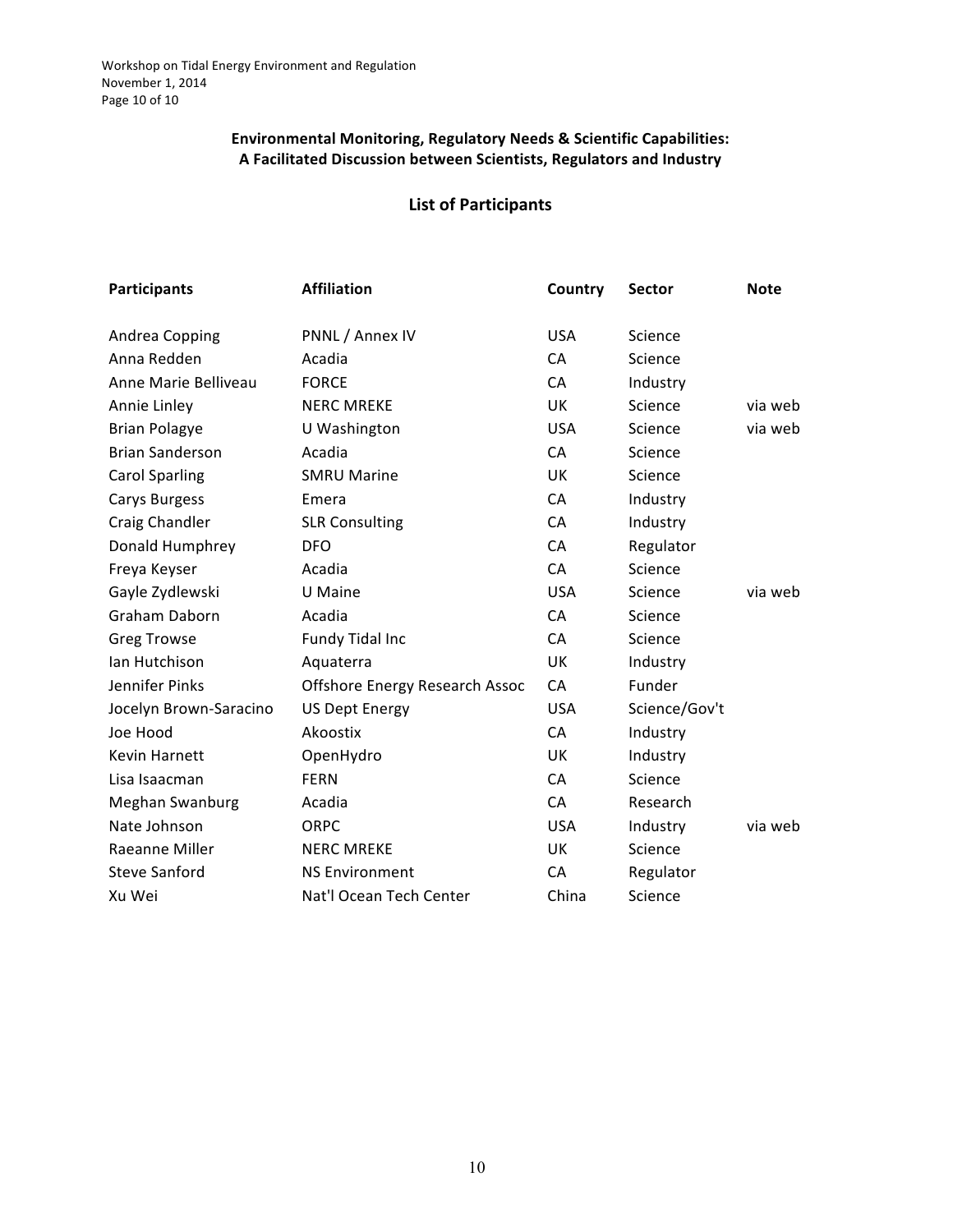**Environmental Monitoring, Regulatory Needs & Scientific Capabilities: A Facilitated Discussion between Scientists, Regulators and Industry**

## List of Participants

| Participants | Affiliation | Country | Sector | Note |
|---|---|---|---|---|
| Andrea Copping | PNNL / Annex IV | USA | Science | |
| Anna Redden | Acadia | CA | Science | |
| Anne Marie Belliveau | FORCE | CA | Industry | |
| Annie Linley | NERC MREKE | UK | Science | via web |
| Brian Polagye | U Washington | USA | Science | via web |
| Brian Sanderson | Acadia | CA | Science | |
| Carol Sparling | SMRU Marine | UK | Science | |
| Carys Burgess | Emera | CA | Industry | |
| Craig Chandler | SLR Consulting | CA | Industry | |
| Donald Humphrey | DFO | CA | Regulator | |
| Freya Keyser | Acadia | CA | Science | |
| Gayle Zydlewski | U Maine | USA | Science | via web |
| Graham Daborn | Acadia | CA | Science | |
| Greg Trowse | Fundy Tidal Inc | CA | Science | |
| Ian Hutchison | Aquaterra | UK | Industry | |
| Jennifer Pinks | Offshore Energy Research Assoc | CA | Funder | |
| Jocelyn Brown-Saracino | US Dept Energy | USA | Science/Gov't | |
| Joe Hood | Akoostix | CA | Industry | |
| Kevin Harnett | OpenHydro | UK | Industry | |
| Lisa Isaacman | FERN | CA | Science | |
| Meghan Swanburg | Acadia | CA | Research | |
| Nate Johnson | ORPC | USA | Industry | via web |
| Raeanne Miller | NERC MREKE | UK | Science | |
| Steve Sanford | NS Environment | CA | Regulator | |
| Xu Wei | Nat'l Ocean Tech Center | China | Science | |